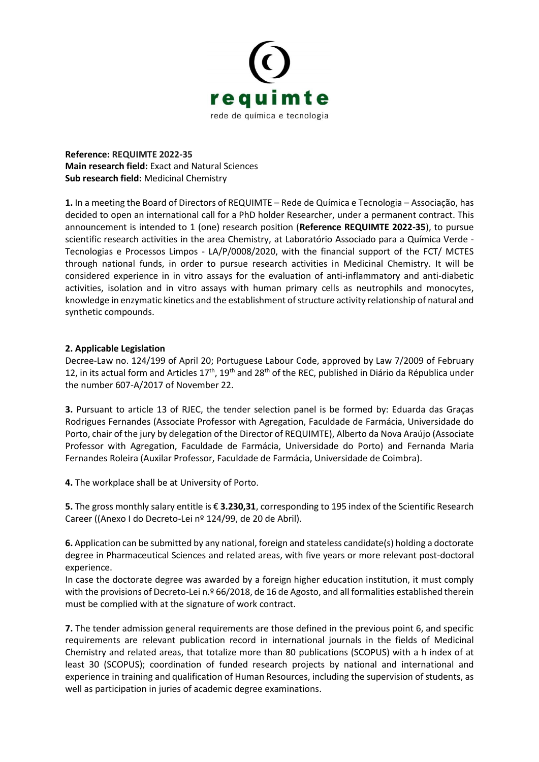**Reference: REQUIMTE 2022-35**
**Main research field:** Exact and Natural Sciences
**Sub research field:** Medicinal Chemistry

**1.** In a meeting the Board of Directors of REQUIMTE – Rede de Química e Tecnologia – Associação, has decided to open an international call for a PhD holder Researcher, under a permanent contract. This announcement is intended to 1 (one) research position (**Reference REQUIMTE 2022-35**), to pursue scientific research activities in the area Chemistry, at Laboratório Associado para a Química Verde - Tecnologias e Processos Limpos - LA/P/0008/2020, with the financial support of the FCT/ MCTES through national funds, in order to pursue research activities in Medicinal Chemistry. It will be considered experience in in vitro assays for the evaluation of anti-inflammatory and anti-diabetic activities, isolation and in vitro assays with human primary cells as neutrophils and monocytes, knowledge in enzymatic kinetics and the establishment of structure activity relationship of natural and synthetic compounds.

**2. Applicable Legislation**

Decree-Law no. 124/199 of April 20; Portuguese Labour Code, approved by Law 7/2009 of February 12, in its actual form and Articles 17th, 19th and 28th of the REC, published in Diário da Républica under the number 607-A/2017 of November 22.

**3.** Pursuant to article 13 of RJEC, the tender selection panel is be formed by: Eduarda das Graças Rodrigues Fernandes (Associate Professor with Agregation, Faculdade de Farmácia, Universidade do Porto, chair of the jury by delegation of the Director of REQUIMTE), Alberto da Nova Araújo (Associate Professor with Agregation, Faculdade de Farmácia, Universidade do Porto) and Fernanda Maria Fernandes Roleira (Auxilar Professor, Faculdade de Farmácia, Universidade de Coimbra).

**4.** The workplace shall be at University of Porto.

**5.** The gross monthly salary entitle is € **3.230,31**, corresponding to 195 index of the Scientific Research Career ((Anexo I do Decreto-Lei nº 124/99, de 20 de Abril).

**6.** Application can be submitted by any national, foreign and stateless candidate(s) holding a doctorate degree in Pharmaceutical Sciences and related areas, with five years or more relevant post-doctoral experience.

In case the doctorate degree was awarded by a foreign higher education institution, it must comply with the provisions of Decreto-Lei n.º 66/2018, de 16 de Agosto, and all formalities established therein must be complied with at the signature of work contract.

**7.** The tender admission general requirements are those defined in the previous point 6, and specific requirements are relevant publication record in international journals in the fields of Medicinal Chemistry and related areas, that totalize more than 80 publications (SCOPUS) with a h index of at least 30 (SCOPUS); coordination of funded research projects by national and international and experience in training and qualification of Human Resources, including the supervision of students, as well as participation in juries of academic degree examinations.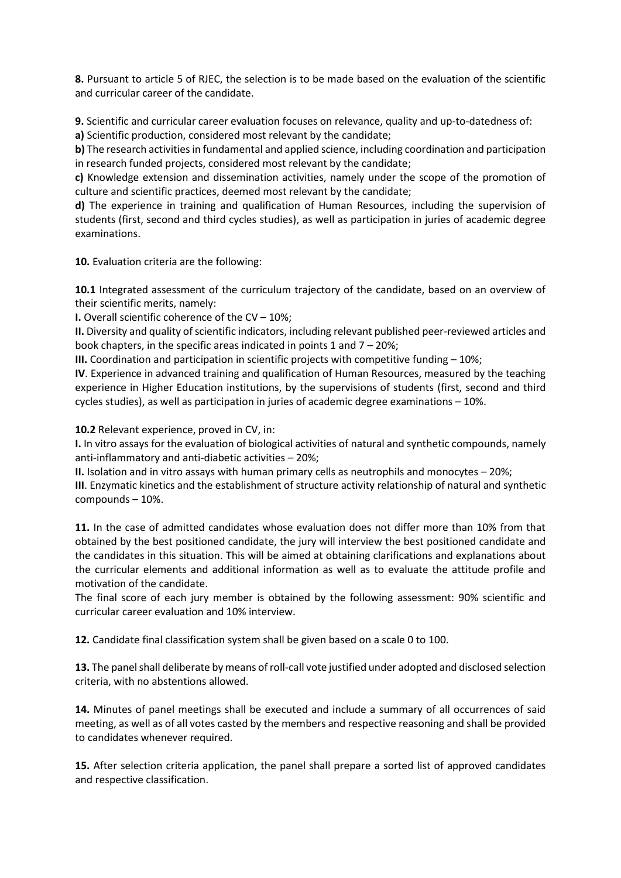**8.** Pursuant to article 5 of RJEC, the selection is to be made based on the evaluation of the scientific and curricular career of the candidate.

**9.** Scientific and curricular career evaluation focuses on relevance, quality and up-to-datedness of:

**a)** Scientific production, considered most relevant by the candidate;

**b)** The research activities in fundamental and applied science, including coordination and participation in research funded projects, considered most relevant by the candidate;

**c)** Knowledge extension and dissemination activities, namely under the scope of the promotion of culture and scientific practices, deemed most relevant by the candidate;

**d)** The experience in training and qualification of Human Resources, including the supervision of students (first, second and third cycles studies), as well as participation in juries of academic degree examinations.

**10.** Evaluation criteria are the following:

**10.1** Integrated assessment of the curriculum trajectory of the candidate, based on an overview of their scientific merits, namely:

**I.** Overall scientific coherence of the CV – 10%;

**II.** Diversity and quality of scientific indicators, including relevant published peer-reviewed articles and book chapters, in the specific areas indicated in points 1 and 7 – 20%;

**III.** Coordination and participation in scientific projects with competitive funding – 10%;

**IV**. Experience in advanced training and qualification of Human Resources, measured by the teaching experience in Higher Education institutions, by the supervisions of students (first, second and third cycles studies), as well as participation in juries of academic degree examinations – 10%.

**10.2** Relevant experience, proved in CV, in:

**I.** In vitro assays for the evaluation of biological activities of natural and synthetic compounds, namely anti-inflammatory and anti-diabetic activities – 20%;

**II.** Isolation and in vitro assays with human primary cells as neutrophils and monocytes – 20%;

**III**. Enzymatic kinetics and the establishment of structure activity relationship of natural and synthetic compounds – 10%.

**11.** In the case of admitted candidates whose evaluation does not differ more than 10% from that obtained by the best positioned candidate, the jury will interview the best positioned candidate and the candidates in this situation. This will be aimed at obtaining clarifications and explanations about the curricular elements and additional information as well as to evaluate the attitude profile and motivation of the candidate.

The final score of each jury member is obtained by the following assessment: 90% scientific and curricular career evaluation and 10% interview.

**12.** Candidate final classification system shall be given based on a scale 0 to 100.

**13.** The panel shall deliberate by means of roll-call vote justified under adopted and disclosed selection criteria, with no abstentions allowed.

**14.** Minutes of panel meetings shall be executed and include a summary of all occurrences of said meeting, as well as of all votes casted by the members and respective reasoning and shall be provided to candidates whenever required.

**15.** After selection criteria application, the panel shall prepare a sorted list of approved candidates and respective classification.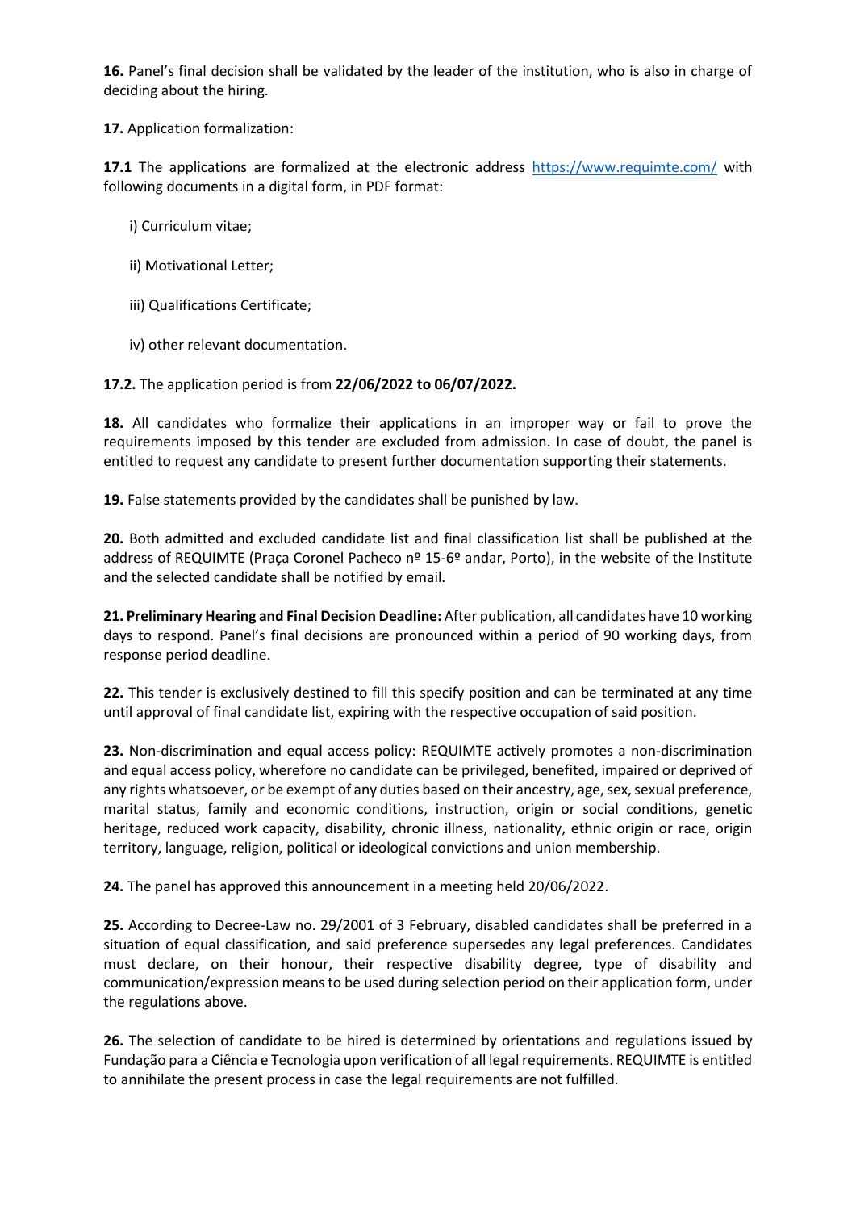**16.** Panel's final decision shall be validated by the leader of the institution, who is also in charge of deciding about the hiring.

**17.** Application formalization:

**17.1** The applications are formalized at the electronic address https://www.requimte.com/ with following documents in a digital form, in PDF format:

i) Curriculum vitae;

ii) Motivational Letter;

iii) Qualifications Certificate;

iv) other relevant documentation.

**17.2.** The application period is from **22/06/2022 to 06/07/2022.**

**18.** All candidates who formalize their applications in an improper way or fail to prove the requirements imposed by this tender are excluded from admission. In case of doubt, the panel is entitled to request any candidate to present further documentation supporting their statements.

**19.** False statements provided by the candidates shall be punished by law.

**20.** Both admitted and excluded candidate list and final classification list shall be published at the address of REQUIMTE (Praça Coronel Pacheco nº 15-6º andar, Porto), in the website of the Institute and the selected candidate shall be notified by email.

**21. Preliminary Hearing and Final Decision Deadline:** After publication, all candidates have 10 working days to respond. Panel's final decisions are pronounced within a period of 90 working days, from response period deadline.

**22.** This tender is exclusively destined to fill this specify position and can be terminated at any time until approval of final candidate list, expiring with the respective occupation of said position.

**23.** Non-discrimination and equal access policy: REQUIMTE actively promotes a non-discrimination and equal access policy, wherefore no candidate can be privileged, benefited, impaired or deprived of any rights whatsoever, or be exempt of any duties based on their ancestry, age, sex, sexual preference, marital status, family and economic conditions, instruction, origin or social conditions, genetic heritage, reduced work capacity, disability, chronic illness, nationality, ethnic origin or race, origin territory, language, religion, political or ideological convictions and union membership.

**24.** The panel has approved this announcement in a meeting held 20/06/2022.

**25.** According to Decree-Law no. 29/2001 of 3 February, disabled candidates shall be preferred in a situation of equal classification, and said preference supersedes any legal preferences. Candidates must declare, on their honour, their respective disability degree, type of disability and communication/expression means to be used during selection period on their application form, under the regulations above.

**26.** The selection of candidate to be hired is determined by orientations and regulations issued by Fundação para a Ciência e Tecnologia upon verification of all legal requirements. REQUIMTE is entitled to annihilate the present process in case the legal requirements are not fulfilled.